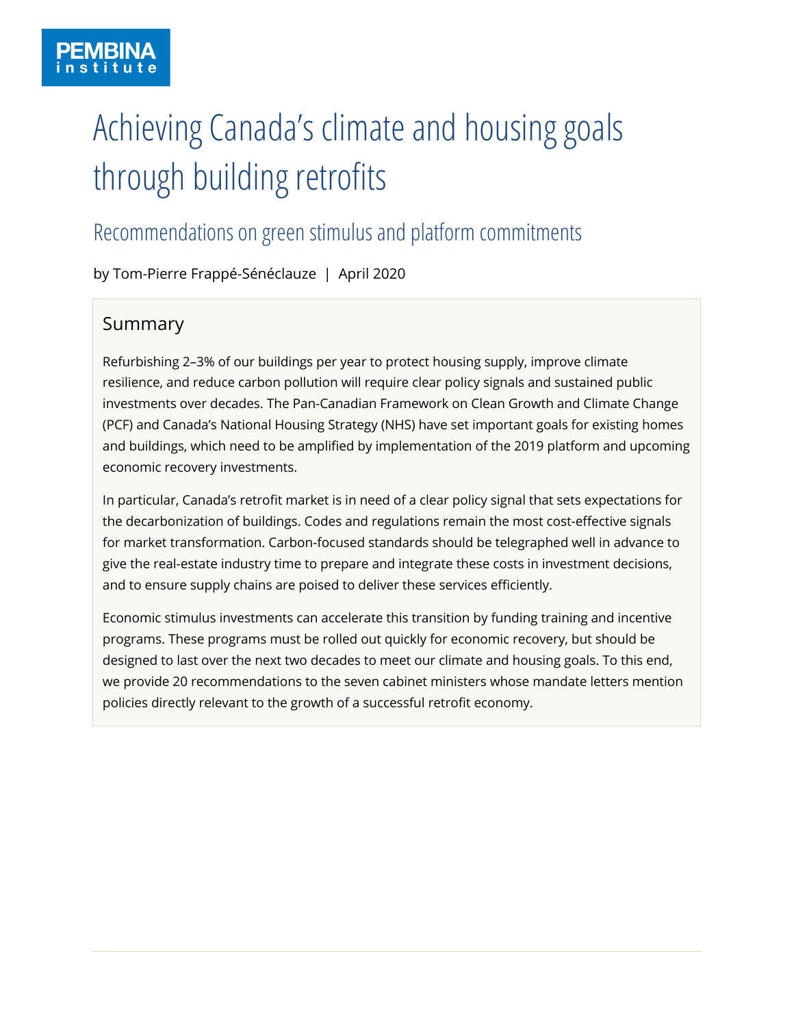PEMBINA institute

# Achieving Canada's climate and housing goals through building retrofits

## Recommendations on green stimulus and platform commitments

by Tom-Pierre Frappé-Sénéclauze | April 2020

### Summary

Refurbishing 2–3% of our buildings per year to protect housing supply, improve climate resilience, and reduce carbon pollution will require clear policy signals and sustained public investments over decades. The Pan-Canadian Framework on Clean Growth and Climate Change (PCF) and Canada's National Housing Strategy (NHS) have set important goals for existing homes and buildings, which need to be amplified by implementation of the 2019 platform and upcoming economic recovery investments.

In particular, Canada's retrofit market is in need of a clear policy signal that sets expectations for the decarbonization of buildings. Codes and regulations remain the most cost-effective signals for market transformation. Carbon-focused standards should be telegraphed well in advance to give the real-estate industry time to prepare and integrate these costs in investment decisions, and to ensure supply chains are poised to deliver these services efficiently.

Economic stimulus investments can accelerate this transition by funding training and incentive programs. These programs must be rolled out quickly for economic recovery, but should be designed to last over the next two decades to meet our climate and housing goals. To this end, we provide 20 recommendations to the seven cabinet ministers whose mandate letters mention policies directly relevant to the growth of a successful retrofit economy.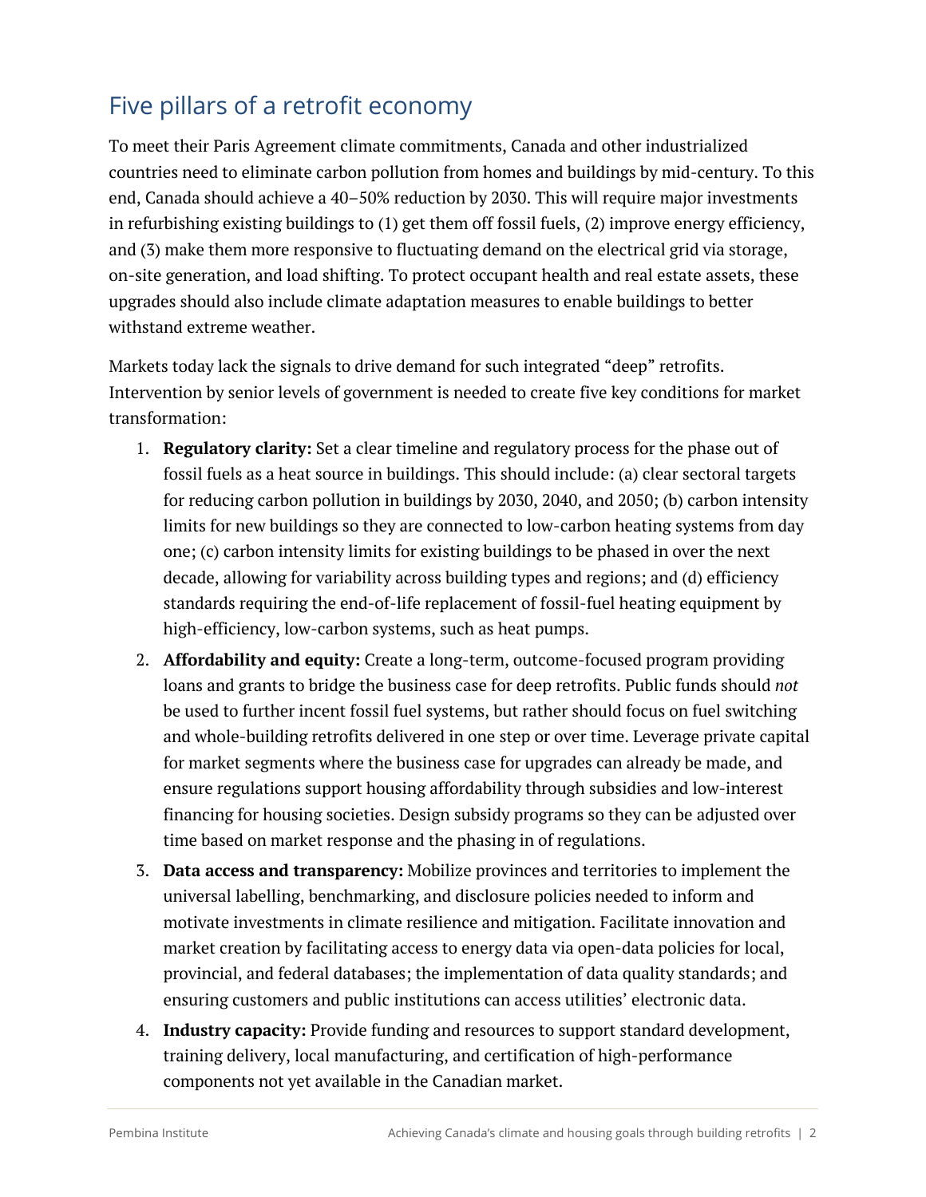## Five pillars of a retrofit economy

To meet their Paris Agreement climate commitments, Canada and other industrialized countries need to eliminate carbon pollution from homes and buildings by mid-century. To this end, Canada should achieve a 40–50% reduction by 2030. This will require major investments in refurbishing existing buildings to (1) get them off fossil fuels, (2) improve energy efficiency, and (3) make them more responsive to fluctuating demand on the electrical grid via storage, on-site generation, and load shifting. To protect occupant health and real estate assets, these upgrades should also include climate adaptation measures to enable buildings to better withstand extreme weather.

Markets today lack the signals to drive demand for such integrated "deep" retrofits. Intervention by senior levels of government is needed to create five key conditions for market transformation:

1. **Regulatory clarity:** Set a clear timeline and regulatory process for the phase out of fossil fuels as a heat source in buildings. This should include: (a) clear sectoral targets for reducing carbon pollution in buildings by 2030, 2040, and 2050; (b) carbon intensity limits for new buildings so they are connected to low-carbon heating systems from day one; (c) carbon intensity limits for existing buildings to be phased in over the next decade, allowing for variability across building types and regions; and (d) efficiency standards requiring the end-of-life replacement of fossil-fuel heating equipment by high-efficiency, low-carbon systems, such as heat pumps.
2. **Affordability and equity:** Create a long-term, outcome-focused program providing loans and grants to bridge the business case for deep retrofits. Public funds should *not* be used to further incent fossil fuel systems, but rather should focus on fuel switching and whole-building retrofits delivered in one step or over time. Leverage private capital for market segments where the business case for upgrades can already be made, and ensure regulations support housing affordability through subsidies and low-interest financing for housing societies. Design subsidy programs so they can be adjusted over time based on market response and the phasing in of regulations.
3. **Data access and transparency:** Mobilize provinces and territories to implement the universal labelling, benchmarking, and disclosure policies needed to inform and motivate investments in climate resilience and mitigation. Facilitate innovation and market creation by facilitating access to energy data via open-data policies for local, provincial, and federal databases; the implementation of data quality standards; and ensuring customers and public institutions can access utilities' electronic data.
4. **Industry capacity:** Provide funding and resources to support standard development, training delivery, local manufacturing, and certification of high-performance components not yet available in the Canadian market.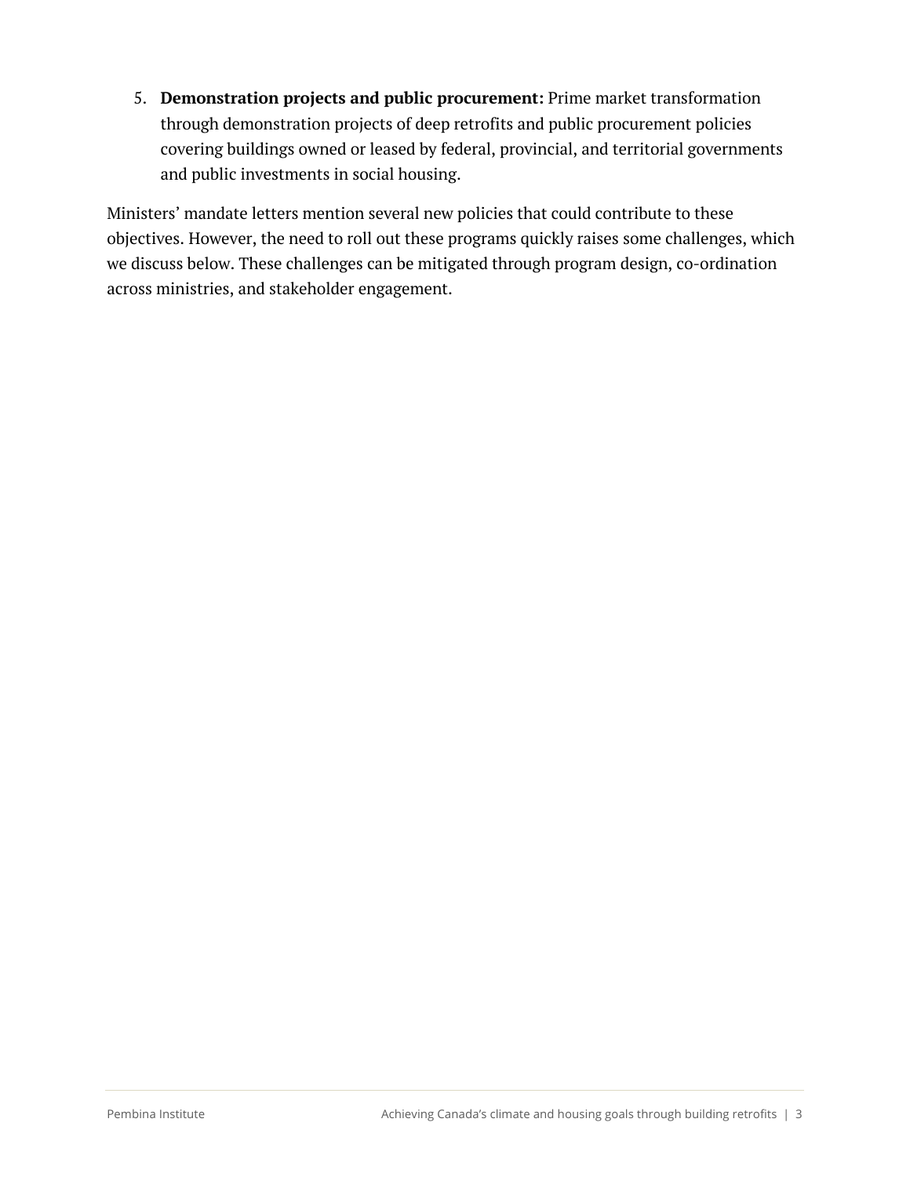5. **Demonstration projects and public procurement:** Prime market transformation through demonstration projects of deep retrofits and public procurement policies covering buildings owned or leased by federal, provincial, and territorial governments and public investments in social housing.

Ministers' mandate letters mention several new policies that could contribute to these objectives. However, the need to roll out these programs quickly raises some challenges, which we discuss below. These challenges can be mitigated through program design, co-ordination across ministries, and stakeholder engagement.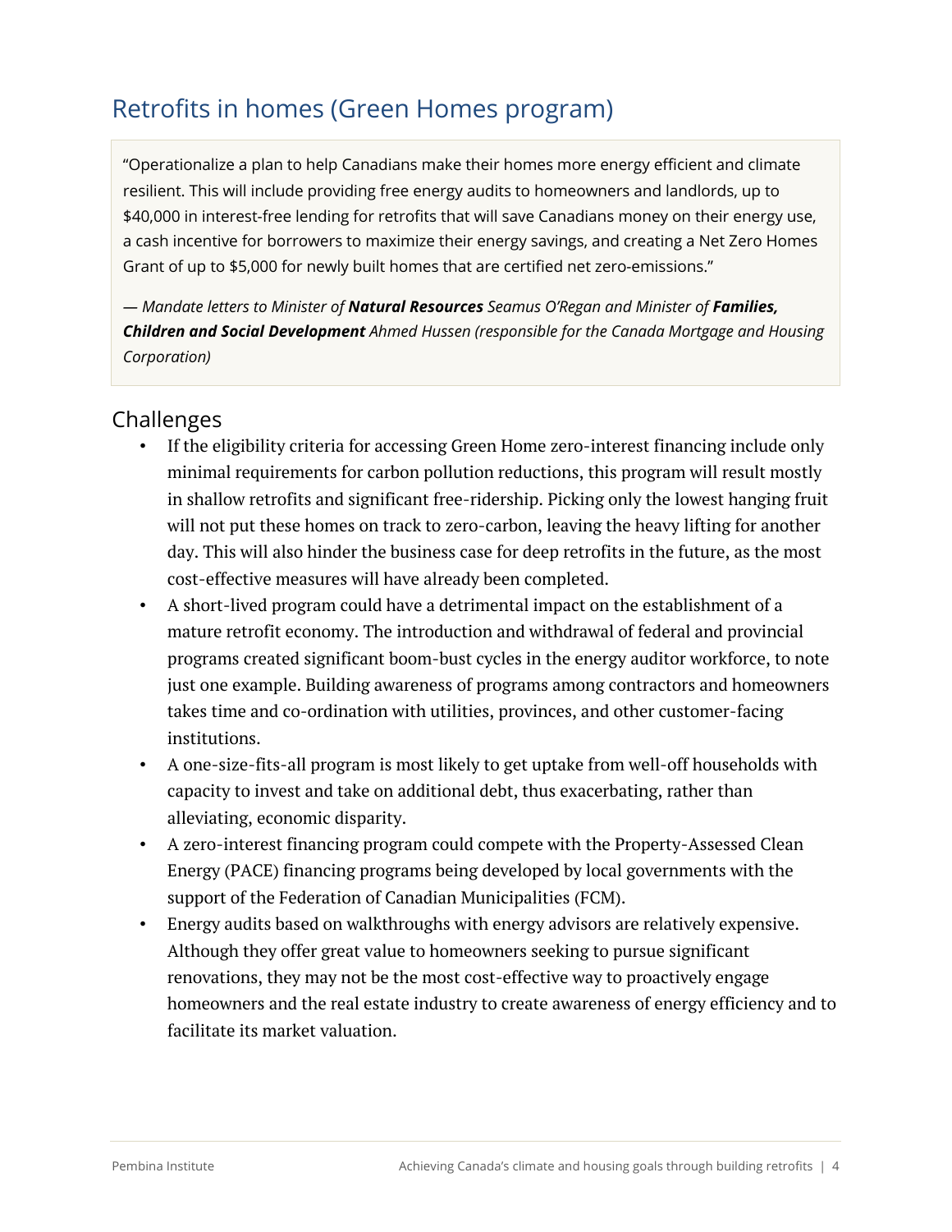## Retrofits in homes (Green Homes program)

> "Operationalize a plan to help Canadians make their homes more energy efficient and climate resilient. This will include providing free energy audits to homeowners and landlords, up to $40,000 in interest-free lending for retrofits that will save Canadians money on their energy use, a cash incentive for borrowers to maximize their energy savings, and creating a Net Zero Homes Grant of up to $5,000 for newly built homes that are certified net zero-emissions."
>
> *— Mandate letters to Minister of **Natural Resources** Seamus O'Regan and Minister of **Families, Children and Social Development** Ahmed Hussen (responsible for the Canada Mortgage and Housing Corporation)*

### Challenges

- If the eligibility criteria for accessing Green Home zero-interest financing include only minimal requirements for carbon pollution reductions, this program will result mostly in shallow retrofits and significant free-ridership. Picking only the lowest hanging fruit will not put these homes on track to zero-carbon, leaving the heavy lifting for another day. This will also hinder the business case for deep retrofits in the future, as the most cost-effective measures will have already been completed.
- A short-lived program could have a detrimental impact on the establishment of a mature retrofit economy. The introduction and withdrawal of federal and provincial programs created significant boom-bust cycles in the energy auditor workforce, to note just one example. Building awareness of programs among contractors and homeowners takes time and co-ordination with utilities, provinces, and other customer-facing institutions.
- A one-size-fits-all program is most likely to get uptake from well-off households with capacity to invest and take on additional debt, thus exacerbating, rather than alleviating, economic disparity.
- A zero-interest financing program could compete with the Property-Assessed Clean Energy (PACE) financing programs being developed by local governments with the support of the Federation of Canadian Municipalities (FCM).
- Energy audits based on walkthroughs with energy advisors are relatively expensive. Although they offer great value to homeowners seeking to pursue significant renovations, they may not be the most cost-effective way to proactively engage homeowners and the real estate industry to create awareness of energy efficiency and to facilitate its market valuation.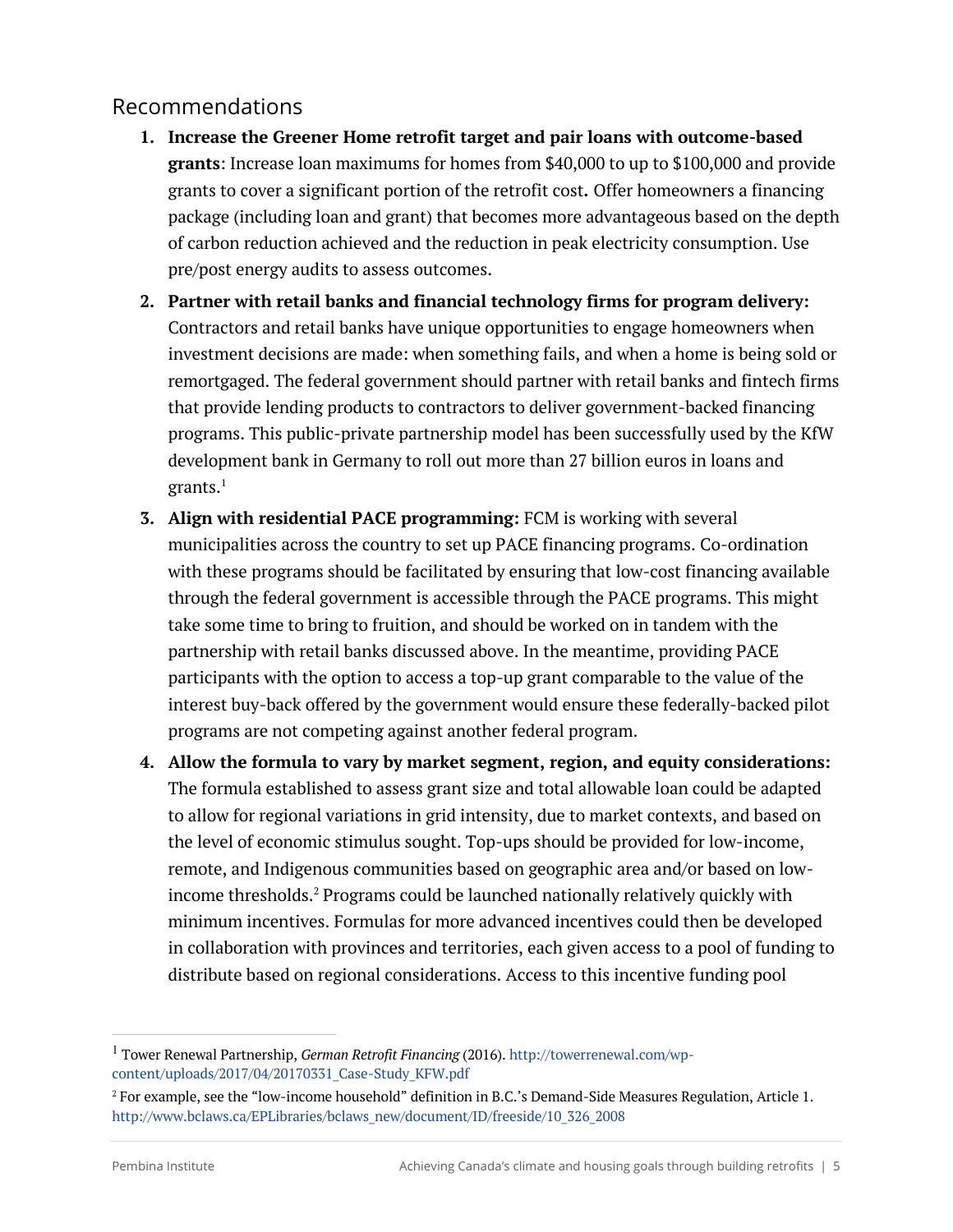## Recommendations

1. **Increase the Greener Home retrofit target and pair loans with outcome-based grants**: Increase loan maximums for homes from $40,000 to up to $100,000 and provide grants to cover a significant portion of the retrofit cost. Offer homeowners a financing package (including loan and grant) that becomes more advantageous based on the depth of carbon reduction achieved and the reduction in peak electricity consumption. Use pre/post energy audits to assess outcomes.
2. **Partner with retail banks and financial technology firms for program delivery:** Contractors and retail banks have unique opportunities to engage homeowners when investment decisions are made: when something fails, and when a home is being sold or remortgaged. The federal government should partner with retail banks and fintech firms that provide lending products to contractors to deliver government-backed financing programs. This public-private partnership model has been successfully used by the KfW development bank in Germany to roll out more than 27 billion euros in loans and grants.[1]
3. **Align with residential PACE programming:** FCM is working with several municipalities across the country to set up PACE financing programs. Co-ordination with these programs should be facilitated by ensuring that low-cost financing available through the federal government is accessible through the PACE programs. This might take some time to bring to fruition, and should be worked on in tandem with the partnership with retail banks discussed above. In the meantime, providing PACE participants with the option to access a top-up grant comparable to the value of the interest buy-back offered by the government would ensure these federally-backed pilot programs are not competing against another federal program.
4. **Allow the formula to vary by market segment, region, and equity considerations:** The formula established to assess grant size and total allowable loan could be adapted to allow for regional variations in grid intensity, due to market contexts, and based on the level of economic stimulus sought. Top-ups should be provided for low-income, remote, and Indigenous communities based on geographic area and/or based on low-income thresholds.[2] Programs could be launched nationally relatively quickly with minimum incentives. Formulas for more advanced incentives could then be developed in collaboration with provinces and territories, each given access to a pool of funding to distribute based on regional considerations. Access to this incentive funding pool

---

[1] Tower Renewal Partnership, *German Retrofit Financing* (2016). http://towerrenewal.com/wp-content/uploads/2017/04/20170331_Case-Study_KFW.pdf

[2] For example, see the "low-income household" definition in B.C.'s Demand-Side Measures Regulation, Article 1. http://www.bclaws.ca/EPLibraries/bclaws_new/document/ID/freeside/10_326_2008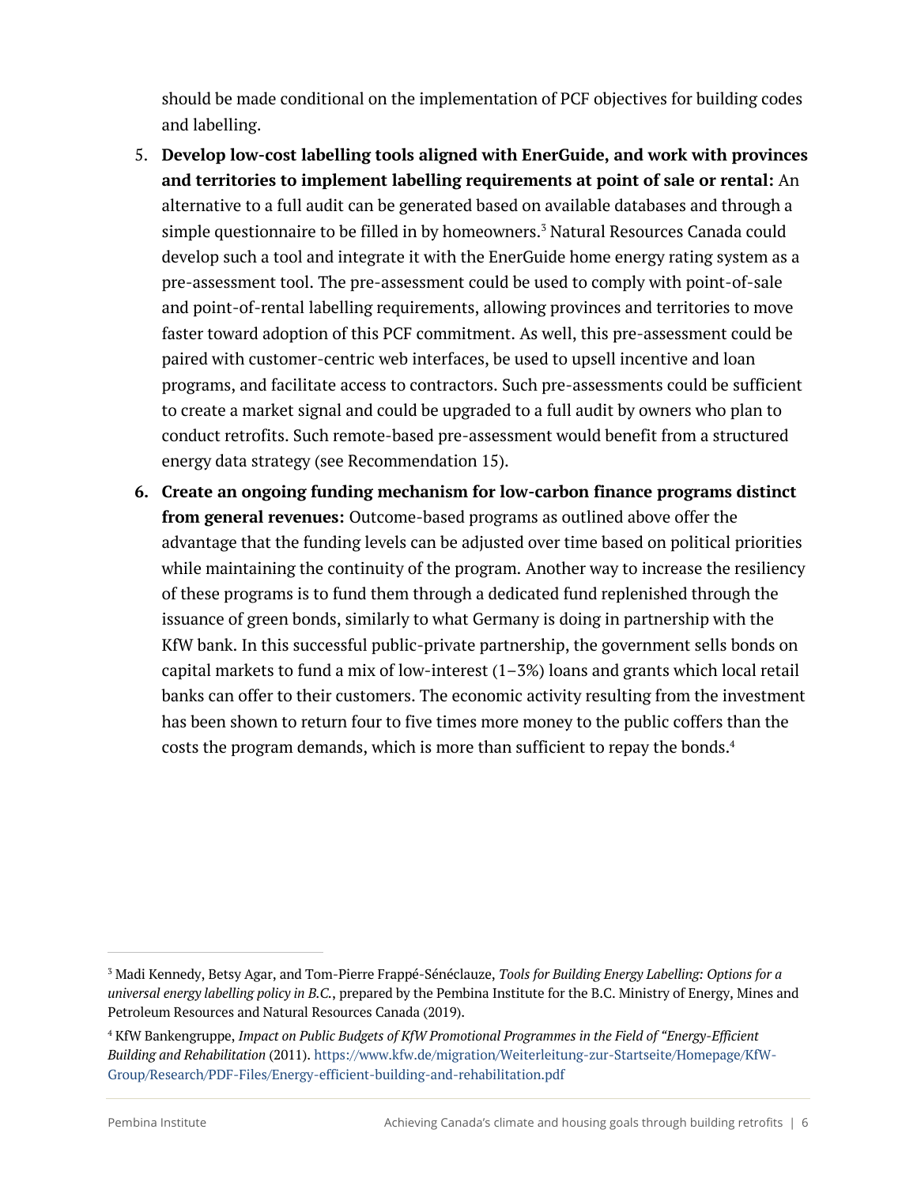should be made conditional on the implementation of PCF objectives for building codes and labelling.

5. **Develop low-cost labelling tools aligned with EnerGuide, and work with provinces and territories to implement labelling requirements at point of sale or rental:** An alternative to a full audit can be generated based on available databases and through a simple questionnaire to be filled in by homeowners.[3] Natural Resources Canada could develop such a tool and integrate it with the EnerGuide home energy rating system as a pre-assessment tool. The pre-assessment could be used to comply with point-of-sale and point-of-rental labelling requirements, allowing provinces and territories to move faster toward adoption of this PCF commitment. As well, this pre-assessment could be paired with customer-centric web interfaces, be used to upsell incentive and loan programs, and facilitate access to contractors. Such pre-assessments could be sufficient to create a market signal and could be upgraded to a full audit by owners who plan to conduct retrofits. Such remote-based pre-assessment would benefit from a structured energy data strategy (see Recommendation 15).
6. **Create an ongoing funding mechanism for low-carbon finance programs distinct from general revenues:** Outcome-based programs as outlined above offer the advantage that the funding levels can be adjusted over time based on political priorities while maintaining the continuity of the program. Another way to increase the resiliency of these programs is to fund them through a dedicated fund replenished through the issuance of green bonds, similarly to what Germany is doing in partnership with the KfW bank. In this successful public-private partnership, the government sells bonds on capital markets to fund a mix of low-interest (1–3%) loans and grants which local retail banks can offer to their customers. The economic activity resulting from the investment has been shown to return four to five times more money to the public coffers than the costs the program demands, which is more than sufficient to repay the bonds.[4]

---

[3] Madi Kennedy, Betsy Agar, and Tom-Pierre Frappé-Sénéclauze, *Tools for Building Energy Labelling: Options for a universal energy labelling policy in B.C.*, prepared by the Pembina Institute for the B.C. Ministry of Energy, Mines and Petroleum Resources and Natural Resources Canada (2019).

[4] KfW Bankengruppe, *Impact on Public Budgets of KfW Promotional Programmes in the Field of "Energy-Efficient Building and Rehabilitation* (2011). https://www.kfw.de/migration/Weiterleitung-zur-Startseite/Homepage/KfW-Group/Research/PDF-Files/Energy-efficient-building-and-rehabilitation.pdf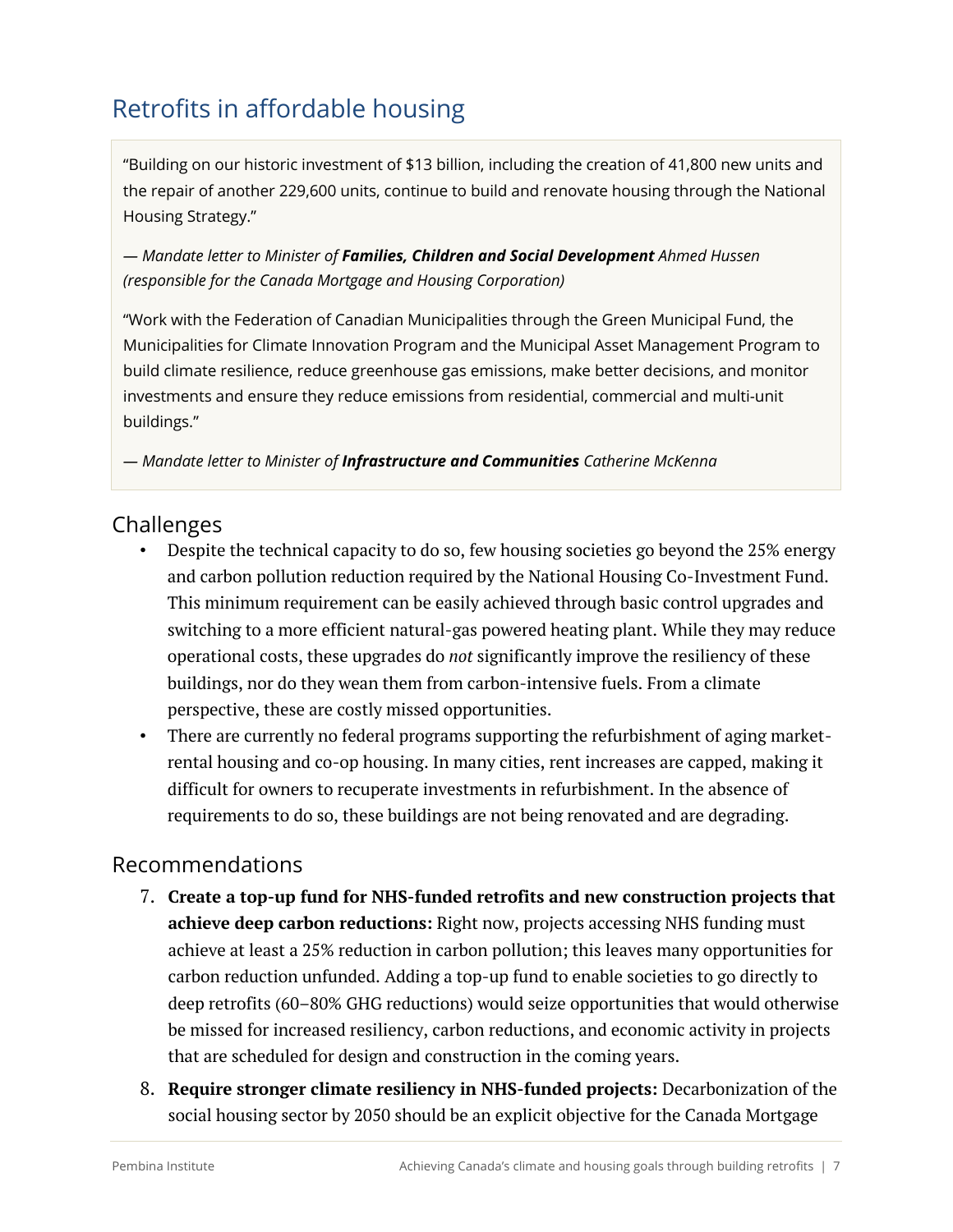## Retrofits in affordable housing

> "Building on our historic investment of $13 billion, including the creation of 41,800 new units and the repair of another 229,600 units, continue to build and renovate housing through the National Housing Strategy."
>
> *— Mandate letter to Minister of **Families, Children and Social Development** Ahmed Hussen (responsible for the Canada Mortgage and Housing Corporation)*
>
> "Work with the Federation of Canadian Municipalities through the Green Municipal Fund, the Municipalities for Climate Innovation Program and the Municipal Asset Management Program to build climate resilience, reduce greenhouse gas emissions, make better decisions, and monitor investments and ensure they reduce emissions from residential, commercial and multi-unit buildings."
>
> *— Mandate letter to Minister of **Infrastructure and Communities** Catherine McKenna*

### Challenges

- Despite the technical capacity to do so, few housing societies go beyond the 25% energy and carbon pollution reduction required by the National Housing Co-Investment Fund. This minimum requirement can be easily achieved through basic control upgrades and switching to a more efficient natural-gas powered heating plant. While they may reduce operational costs, these upgrades do *not* significantly improve the resiliency of these buildings, nor do they wean them from carbon-intensive fuels. From a climate perspective, these are costly missed opportunities.
- There are currently no federal programs supporting the refurbishment of aging market-rental housing and co-op housing. In many cities, rent increases are capped, making it difficult for owners to recuperate investments in refurbishment. In the absence of requirements to do so, these buildings are not being renovated and are degrading.

### Recommendations

7. **Create a top-up fund for NHS-funded retrofits and new construction projects that achieve deep carbon reductions:** Right now, projects accessing NHS funding must achieve at least a 25% reduction in carbon pollution; this leaves many opportunities for carbon reduction unfunded. Adding a top-up fund to enable societies to go directly to deep retrofits (60–80% GHG reductions) would seize opportunities that would otherwise be missed for increased resiliency, carbon reductions, and economic activity in projects that are scheduled for design and construction in the coming years.
8. **Require stronger climate resiliency in NHS-funded projects:** Decarbonization of the social housing sector by 2050 should be an explicit objective for the Canada Mortgage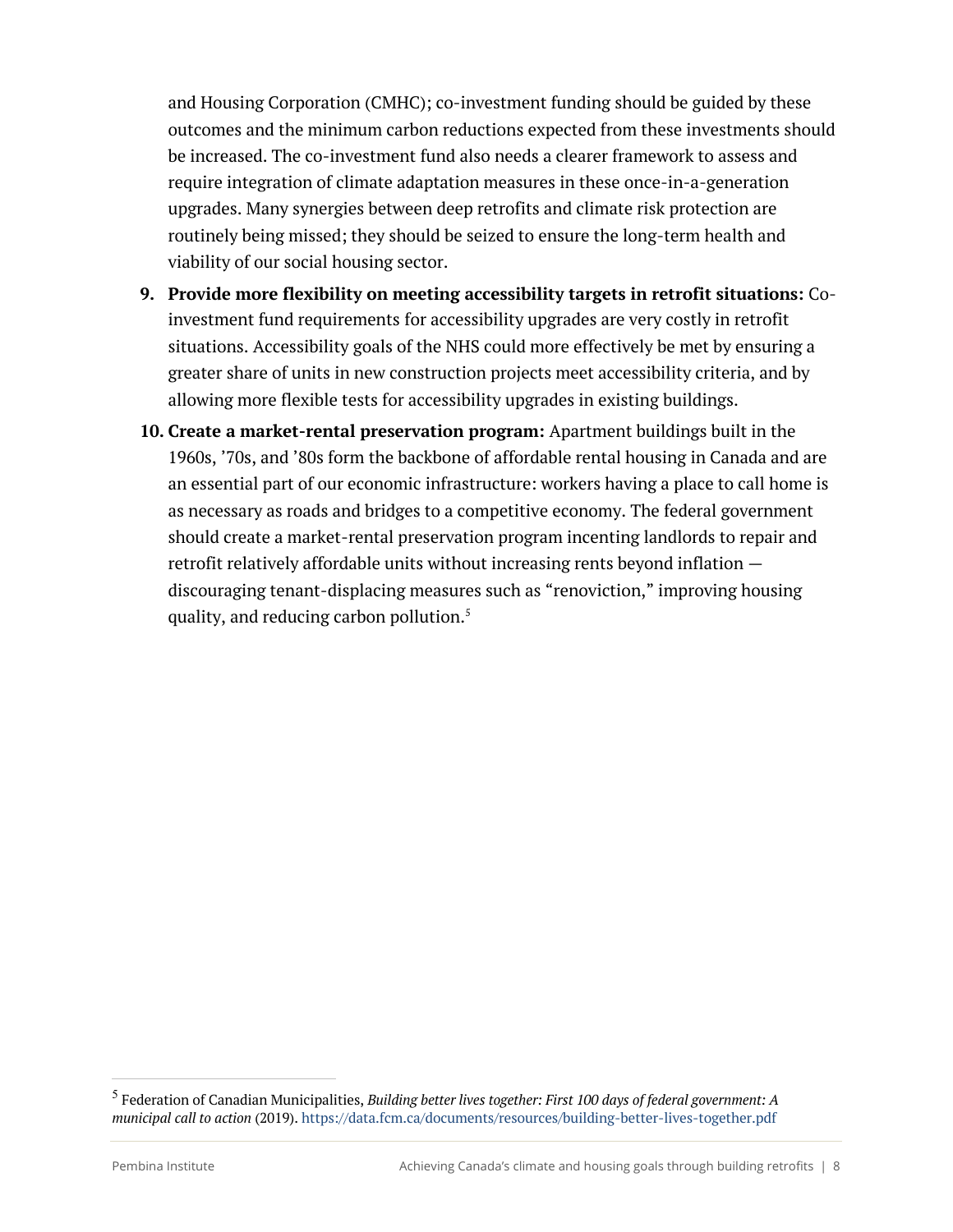and Housing Corporation (CMHC); co-investment funding should be guided by these outcomes and the minimum carbon reductions expected from these investments should be increased. The co-investment fund also needs a clearer framework to assess and require integration of climate adaptation measures in these once-in-a-generation upgrades. Many synergies between deep retrofits and climate risk protection are routinely being missed; they should be seized to ensure the long-term health and viability of our social housing sector.

9. **Provide more flexibility on meeting accessibility targets in retrofit situations:** Co-investment fund requirements for accessibility upgrades are very costly in retrofit situations. Accessibility goals of the NHS could more effectively be met by ensuring a greater share of units in new construction projects meet accessibility criteria, and by allowing more flexible tests for accessibility upgrades in existing buildings.

10. **Create a market-rental preservation program:** Apartment buildings built in the 1960s, ’70s, and ’80s form the backbone of affordable rental housing in Canada and are an essential part of our economic infrastructure: workers having a place to call home is as necessary as roads and bridges to a competitive economy. The federal government should create a market-rental preservation program incenting landlords to repair and retrofit relatively affordable units without increasing rents beyond inflation — discouraging tenant-displacing measures such as “renoviction,” improving housing quality, and reducing carbon pollution.[5]

---

[5] Federation of Canadian Municipalities, *Building better lives together: First 100 days of federal government: A municipal call to action* (2019). https://data.fcm.ca/documents/resources/building-better-lives-together.pdf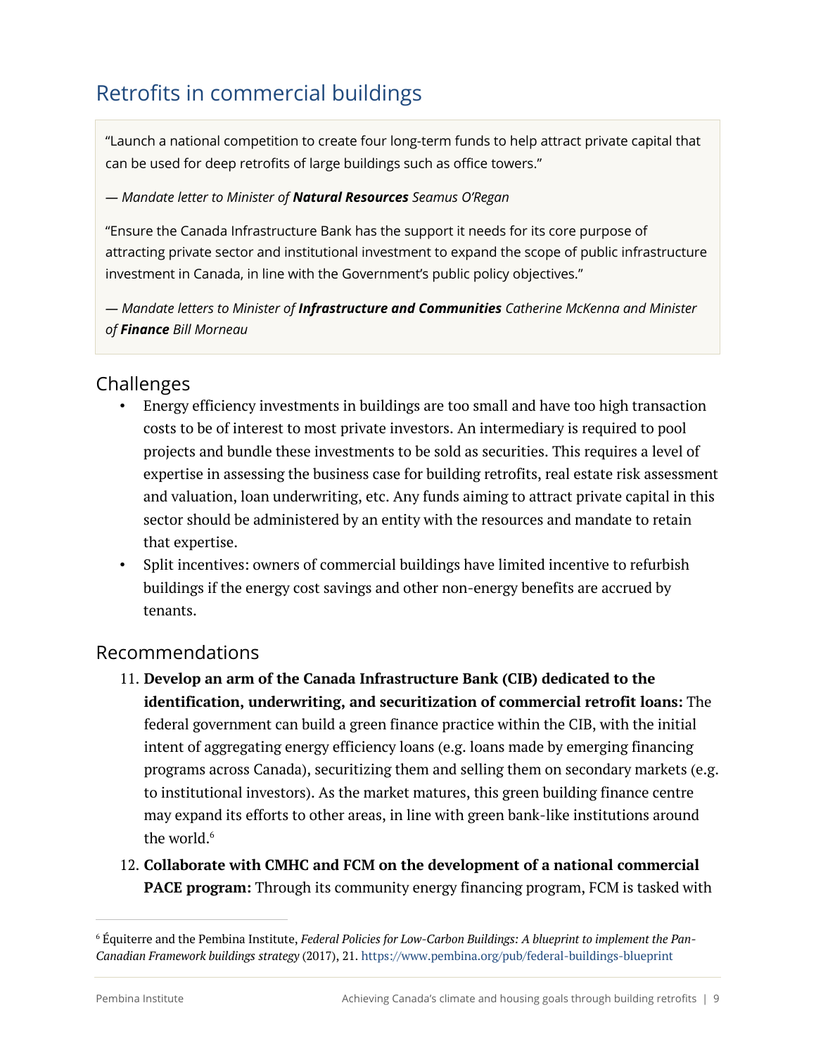## Retrofits in commercial buildings

> "Launch a national competition to create four long-term funds to help attract private capital that can be used for deep retrofits of large buildings such as office towers."
>
> *— Mandate letter to Minister of **Natural Resources** Seamus O'Regan*
>
> "Ensure the Canada Infrastructure Bank has the support it needs for its core purpose of attracting private sector and institutional investment to expand the scope of public infrastructure investment in Canada, in line with the Government's public policy objectives."
>
> *— Mandate letters to Minister of **Infrastructure and Communities** Catherine McKenna and Minister of **Finance** Bill Morneau*

### Challenges

- Energy efficiency investments in buildings are too small and have too high transaction costs to be of interest to most private investors. An intermediary is required to pool projects and bundle these investments to be sold as securities. This requires a level of expertise in assessing the business case for building retrofits, real estate risk assessment and valuation, loan underwriting, etc. Any funds aiming to attract private capital in this sector should be administered by an entity with the resources and mandate to retain that expertise.
- Split incentives: owners of commercial buildings have limited incentive to refurbish buildings if the energy cost savings and other non-energy benefits are accrued by tenants.

### Recommendations

11. **Develop an arm of the Canada Infrastructure Bank (CIB) dedicated to the identification, underwriting, and securitization of commercial retrofit loans:** The federal government can build a green finance practice within the CIB, with the initial intent of aggregating energy efficiency loans (e.g. loans made by emerging financing programs across Canada), securitizing them and selling them on secondary markets (e.g. to institutional investors). As the market matures, this green building finance centre may expand its efforts to other areas, in line with green bank-like institutions around the world.[6]
12. **Collaborate with CMHC and FCM on the development of a national commercial PACE program:** Through its community energy financing program, FCM is tasked with

[6] Équiterre and the Pembina Institute, *Federal Policies for Low-Carbon Buildings: A blueprint to implement the Pan-Canadian Framework buildings strategy* (2017), 21. https://www.pembina.org/pub/federal-buildings-blueprint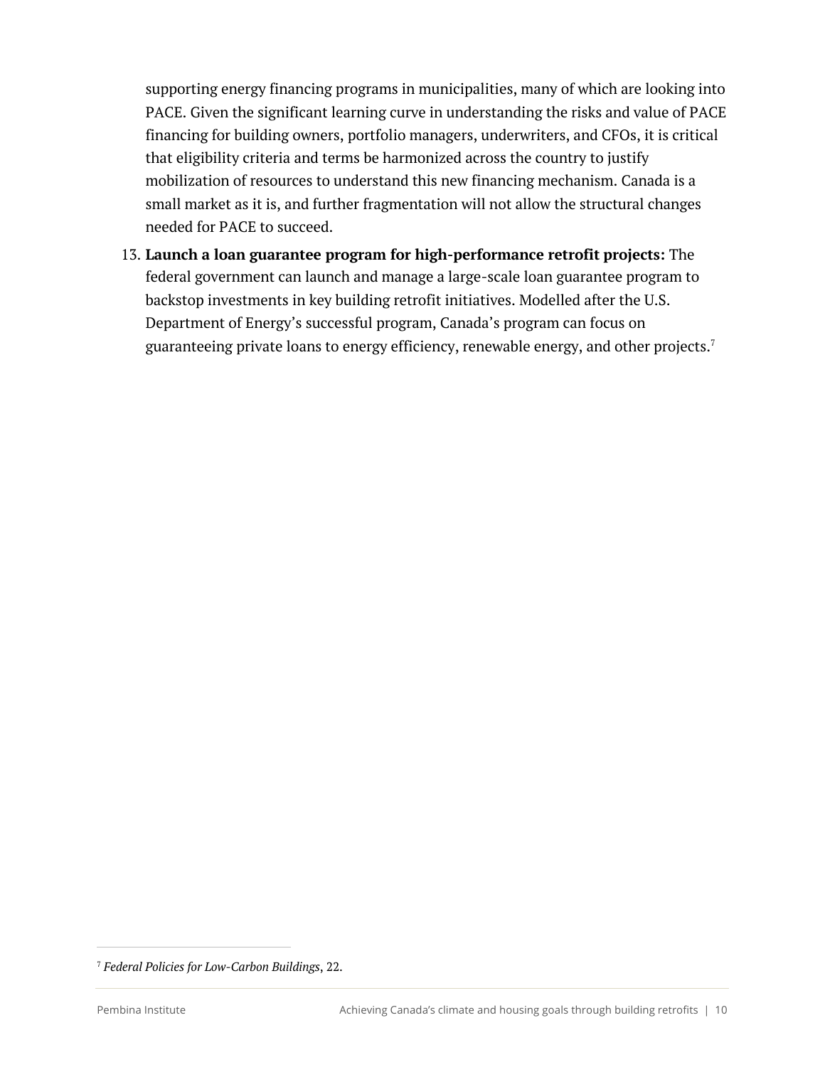supporting energy financing programs in municipalities, many of which are looking into PACE. Given the significant learning curve in understanding the risks and value of PACE financing for building owners, portfolio managers, underwriters, and CFOs, it is critical that eligibility criteria and terms be harmonized across the country to justify mobilization of resources to understand this new financing mechanism. Canada is a small market as it is, and further fragmentation will not allow the structural changes needed for PACE to succeed.

13. **Launch a loan guarantee program for high-performance retrofit projects:** The federal government can launch and manage a large-scale loan guarantee program to backstop investments in key building retrofit initiatives. Modelled after the U.S. Department of Energy's successful program, Canada's program can focus on guaranteeing private loans to energy efficiency, renewable energy, and other projects.[7]

---

[7] *Federal Policies for Low-Carbon Buildings*, 22.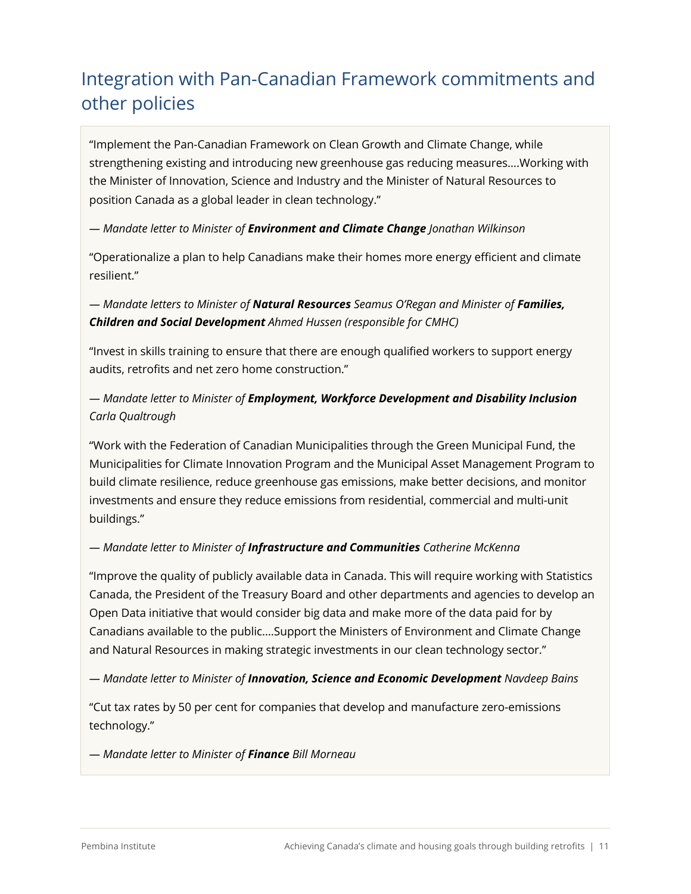## Integration with Pan-Canadian Framework commitments and other policies

"Implement the Pan-Canadian Framework on Clean Growth and Climate Change, while strengthening existing and introducing new greenhouse gas reducing measures....Working with the Minister of Innovation, Science and Industry and the Minister of Natural Resources to position Canada as a global leader in clean technology."

*— Mandate letter to Minister of **Environment and Climate Change** Jonathan Wilkinson*

"Operationalize a plan to help Canadians make their homes more energy efficient and climate resilient."

*— Mandate letters to Minister of **Natural Resources** Seamus O'Regan and Minister of **Families, Children and Social Development** Ahmed Hussen (responsible for CMHC)*

"Invest in skills training to ensure that there are enough qualified workers to support energy audits, retrofits and net zero home construction."

*— Mandate letter to Minister of **Employment, Workforce Development and Disability Inclusion** Carla Qualtrough*

"Work with the Federation of Canadian Municipalities through the Green Municipal Fund, the Municipalities for Climate Innovation Program and the Municipal Asset Management Program to build climate resilience, reduce greenhouse gas emissions, make better decisions, and monitor investments and ensure they reduce emissions from residential, commercial and multi-unit buildings."

*— Mandate letter to Minister of **Infrastructure and Communities** Catherine McKenna*

"Improve the quality of publicly available data in Canada. This will require working with Statistics Canada, the President of the Treasury Board and other departments and agencies to develop an Open Data initiative that would consider big data and make more of the data paid for by Canadians available to the public....Support the Ministers of Environment and Climate Change and Natural Resources in making strategic investments in our clean technology sector."

*— Mandate letter to Minister of **Innovation, Science and Economic Development** Navdeep Bains*

"Cut tax rates by 50 per cent for companies that develop and manufacture zero-emissions technology."

*— Mandate letter to Minister of **Finance** Bill Morneau*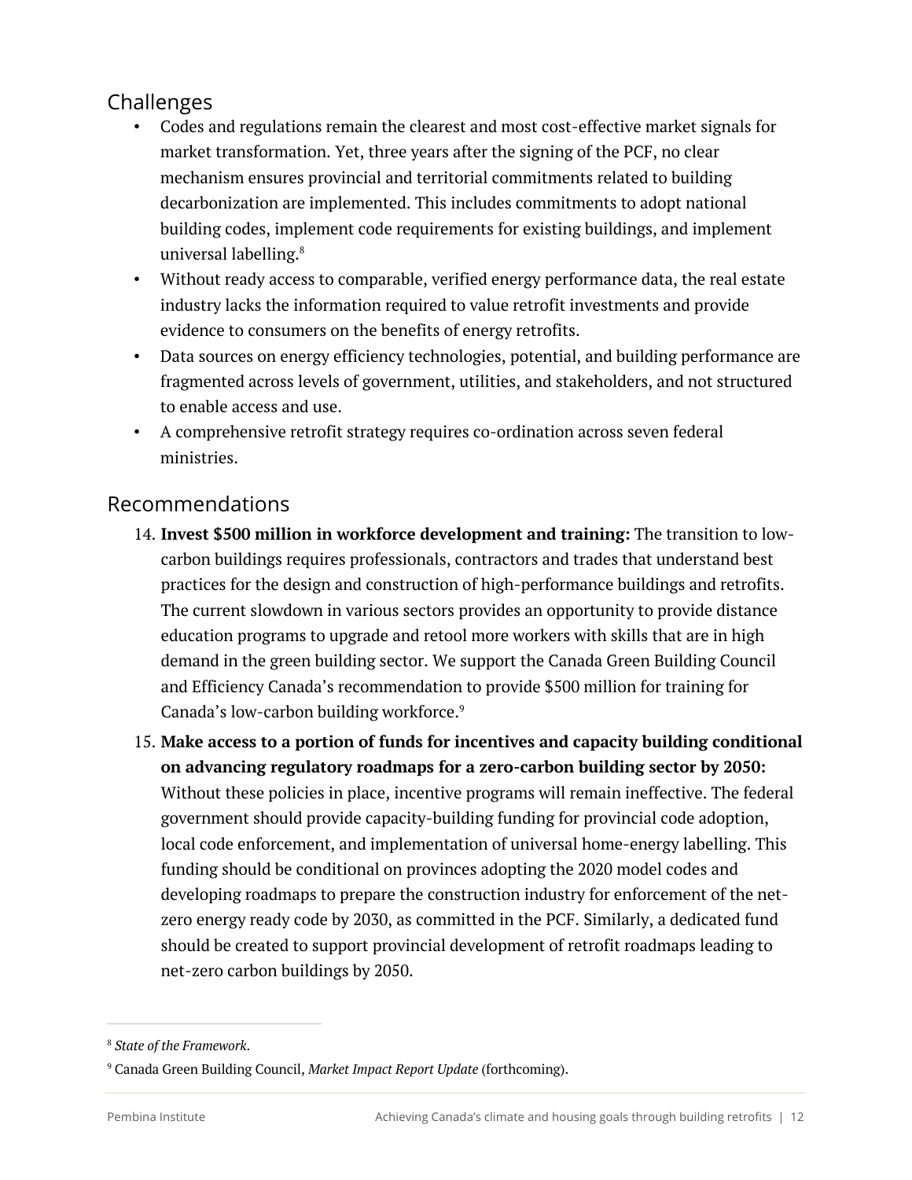## Challenges

- Codes and regulations remain the clearest and most cost-effective market signals for market transformation. Yet, three years after the signing of the PCF, no clear mechanism ensures provincial and territorial commitments related to building decarbonization are implemented. This includes commitments to adopt national building codes, implement code requirements for existing buildings, and implement universal labelling.[8]
- Without ready access to comparable, verified energy performance data, the real estate industry lacks the information required to value retrofit investments and provide evidence to consumers on the benefits of energy retrofits.
- Data sources on energy efficiency technologies, potential, and building performance are fragmented across levels of government, utilities, and stakeholders, and not structured to enable access and use.
- A comprehensive retrofit strategy requires co-ordination across seven federal ministries.

## Recommendations

14. **Invest $500 million in workforce development and training:** The transition to low-carbon buildings requires professionals, contractors and trades that understand best practices for the design and construction of high-performance buildings and retrofits. The current slowdown in various sectors provides an opportunity to provide distance education programs to upgrade and retool more workers with skills that are in high demand in the green building sector. We support the Canada Green Building Council and Efficiency Canada's recommendation to provide $500 million for training for Canada's low-carbon building workforce.[9]
15. **Make access to a portion of funds for incentives and capacity building conditional on advancing regulatory roadmaps for a zero-carbon building sector by 2050:** Without these policies in place, incentive programs will remain ineffective. The federal government should provide capacity-building funding for provincial code adoption, local code enforcement, and implementation of universal home-energy labelling. This funding should be conditional on provinces adopting the 2020 model codes and developing roadmaps to prepare the construction industry for enforcement of the net-zero energy ready code by 2030, as committed in the PCF. Similarly, a dedicated fund should be created to support provincial development of retrofit roadmaps leading to net-zero carbon buildings by 2050.

---

[8] *State of the Framework*.

[9] Canada Green Building Council, *Market Impact Report Update* (forthcoming).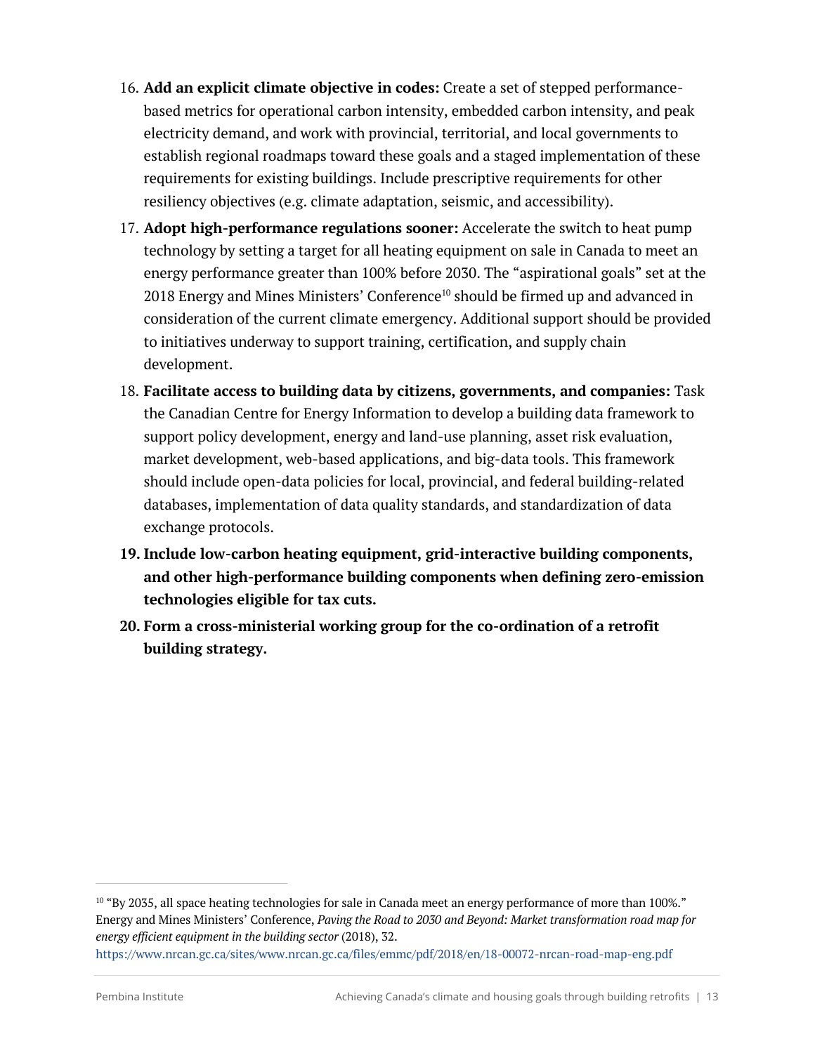16. **Add an explicit climate objective in codes:** Create a set of stepped performance-based metrics for operational carbon intensity, embedded carbon intensity, and peak electricity demand, and work with provincial, territorial, and local governments to establish regional roadmaps toward these goals and a staged implementation of these requirements for existing buildings. Include prescriptive requirements for other resiliency objectives (e.g. climate adaptation, seismic, and accessibility).
17. **Adopt high-performance regulations sooner:** Accelerate the switch to heat pump technology by setting a target for all heating equipment on sale in Canada to meet an energy performance greater than 100% before 2030. The "aspirational goals" set at the 2018 Energy and Mines Ministers' Conference[10] should be firmed up and advanced in consideration of the current climate emergency. Additional support should be provided to initiatives underway to support training, certification, and supply chain development.
18. **Facilitate access to building data by citizens, governments, and companies:** Task the Canadian Centre for Energy Information to develop a building data framework to support policy development, energy and land-use planning, asset risk evaluation, market development, web-based applications, and big-data tools. This framework should include open-data policies for local, provincial, and federal building-related databases, implementation of data quality standards, and standardization of data exchange protocols.
19. **Include low-carbon heating equipment, grid-interactive building components, and other high-performance building components when defining zero-emission technologies eligible for tax cuts.**
20. **Form a cross-ministerial working group for the co-ordination of a retrofit building strategy.**

[10] "By 2035, all space heating technologies for sale in Canada meet an energy performance of more than 100%." Energy and Mines Ministers' Conference, *Paving the Road to 2030 and Beyond: Market transformation road map for energy efficient equipment in the building sector* (2018), 32. https://www.nrcan.gc.ca/sites/www.nrcan.gc.ca/files/emmc/pdf/2018/en/18-00072-nrcan-road-map-eng.pdf